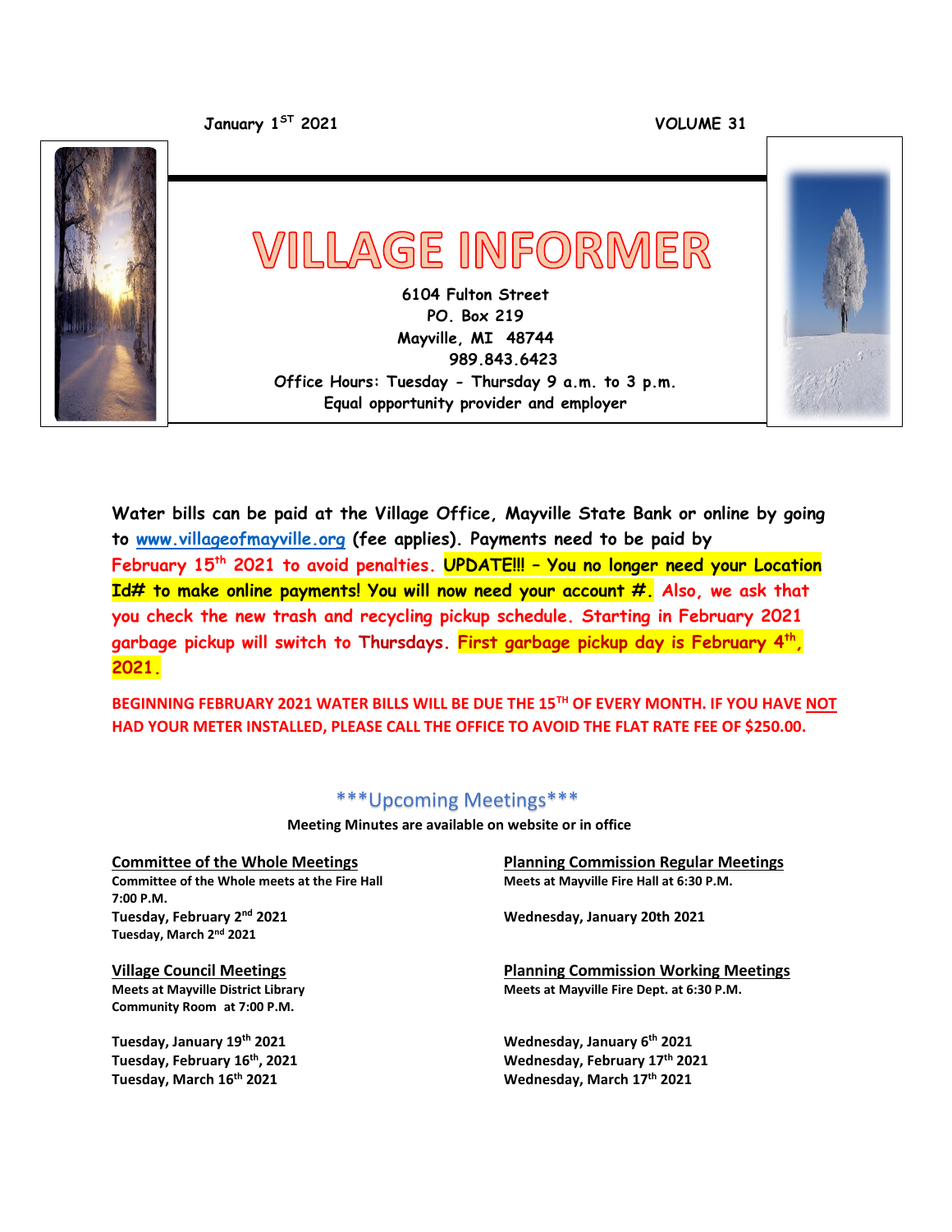January 1ST 2021 VOLUME 31

# VILLAGE INFORMER

**6104 Fulton Street**
**PO. Box 219**
**Mayville, MI 48744**
**989.843.6423**
**Office Hours: Tuesday - Thursday 9 a.m. to 3 p.m.**
**Equal opportunity provider and employer**

**Water bills can be paid at the Village Office, Mayville State Bank or online by going to [www.villageofmayville.org](http://www.villageofmayville.org) (fee applies). Payments need to be paid by February 15th 2021 to avoid penalties. UPDATE!!! – You no longer need your Location Id# to make online payments! You will now need your account #. Also, we ask that you check the new trash and recycling pickup schedule. Starting in February 2021 garbage pickup will switch to Thursdays. First garbage pickup day is February 4th, 2021.**

**BEGINNING FEBRUARY 2021 WATER BILLS WILL BE DUE THE 15TH OF EVERY MONTH. IF YOU HAVE NOT HAD YOUR METER INSTALLED, PLEASE CALL THE OFFICE TO AVOID THE FLAT RATE FEE OF $250.00.**

## ***Upcoming Meetings***

**Meeting Minutes are available on website or in office**

### Committee of the Whole Meetings

**Committee of the Whole meets at the Fire Hall 7:00 P.M.**

**Tuesday, February 2nd 2021**
**Tuesday, March 2nd 2021**

### Village Council Meetings

**Meets at Mayville District Library Community Room at 7:00 P.M.**

**Tuesday, January 19th 2021**
**Tuesday, February 16th, 2021**
**Tuesday, March 16th 2021**

### Planning Commission Regular Meetings

**Meets at Mayville Fire Hall at 6:30 P.M.**

**Wednesday, January 20th 2021**

### Planning Commission Working Meetings

**Meets at Mayville Fire Dept. at 6:30 P.M.**

**Wednesday, January 6th 2021**
**Wednesday, February 17th 2021**
**Wednesday, March 17th 2021**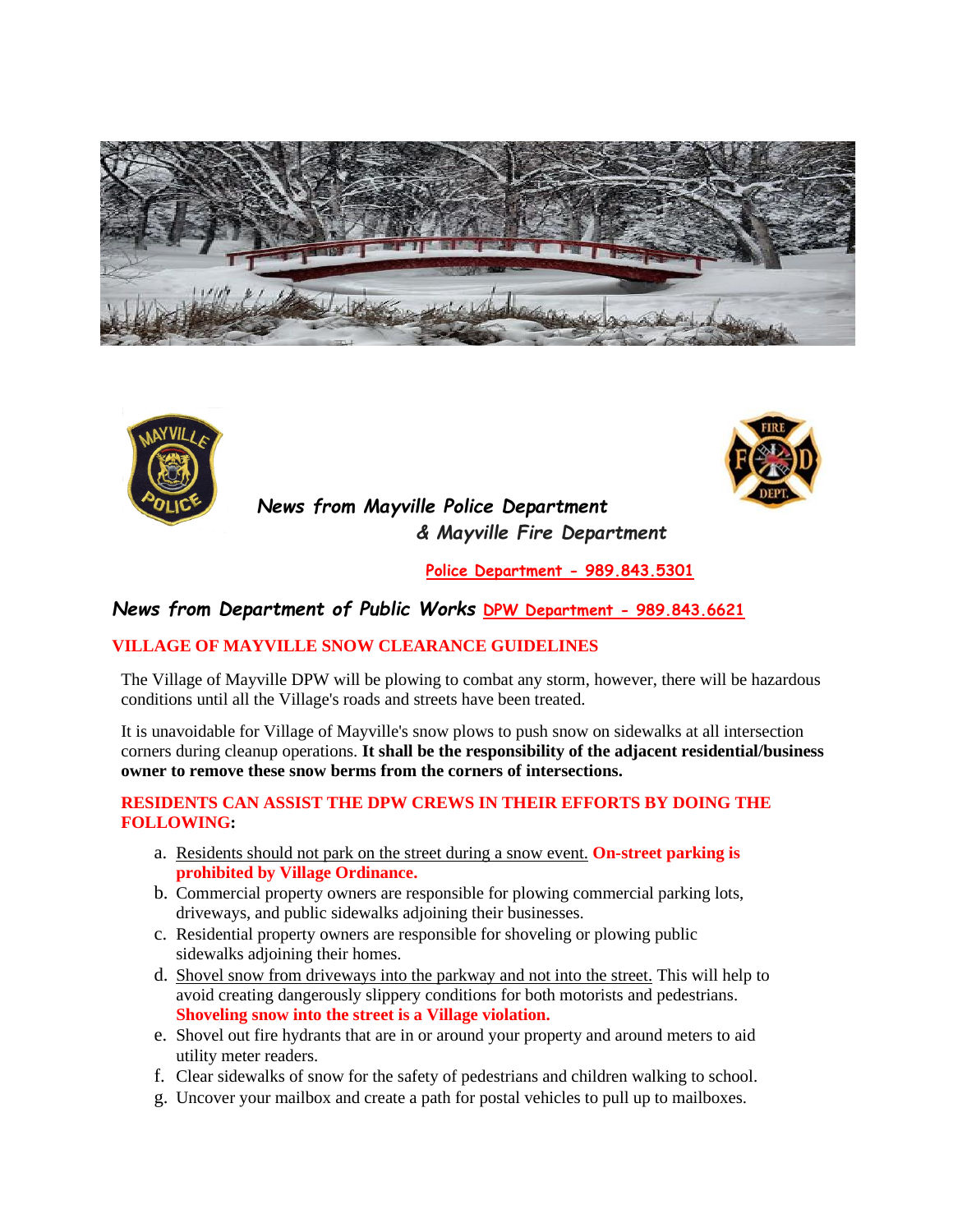*News from Mayville Police Department*
*& Mayville Fire Department*

Police Department - 989.843.5301

## *News from Department of Public Works* DPW Department - 989.843.6621

### VILLAGE OF MAYVILLE SNOW CLEARANCE GUIDELINES

The Village of Mayville DPW will be plowing to combat any storm, however, there will be hazardous conditions until all the Village's roads and streets have been treated.

It is unavoidable for Village of Mayville's snow plows to push snow on sidewalks at all intersection corners during cleanup operations. **It shall be the responsibility of the adjacent residential/business owner to remove these snow berms from the corners of intersections.**

**RESIDENTS CAN ASSIST THE DPW CREWS IN THEIR EFFORTS BY DOING THE FOLLOWING:**

a. Residents should not park on the street during a snow event. **On-street parking is prohibited by Village Ordinance.**
b. Commercial property owners are responsible for plowing commercial parking lots, driveways, and public sidewalks adjoining their businesses.
c. Residential property owners are responsible for shoveling or plowing public sidewalks adjoining their homes.
d. Shovel snow from driveways into the parkway and not into the street. This will help to avoid creating dangerously slippery conditions for both motorists and pedestrians. **Shoveling snow into the street is a Village violation.**
e. Shovel out fire hydrants that are in or around your property and around meters to aid utility meter readers.
f. Clear sidewalks of snow for the safety of pedestrians and children walking to school.
g. Uncover your mailbox and create a path for postal vehicles to pull up to mailboxes.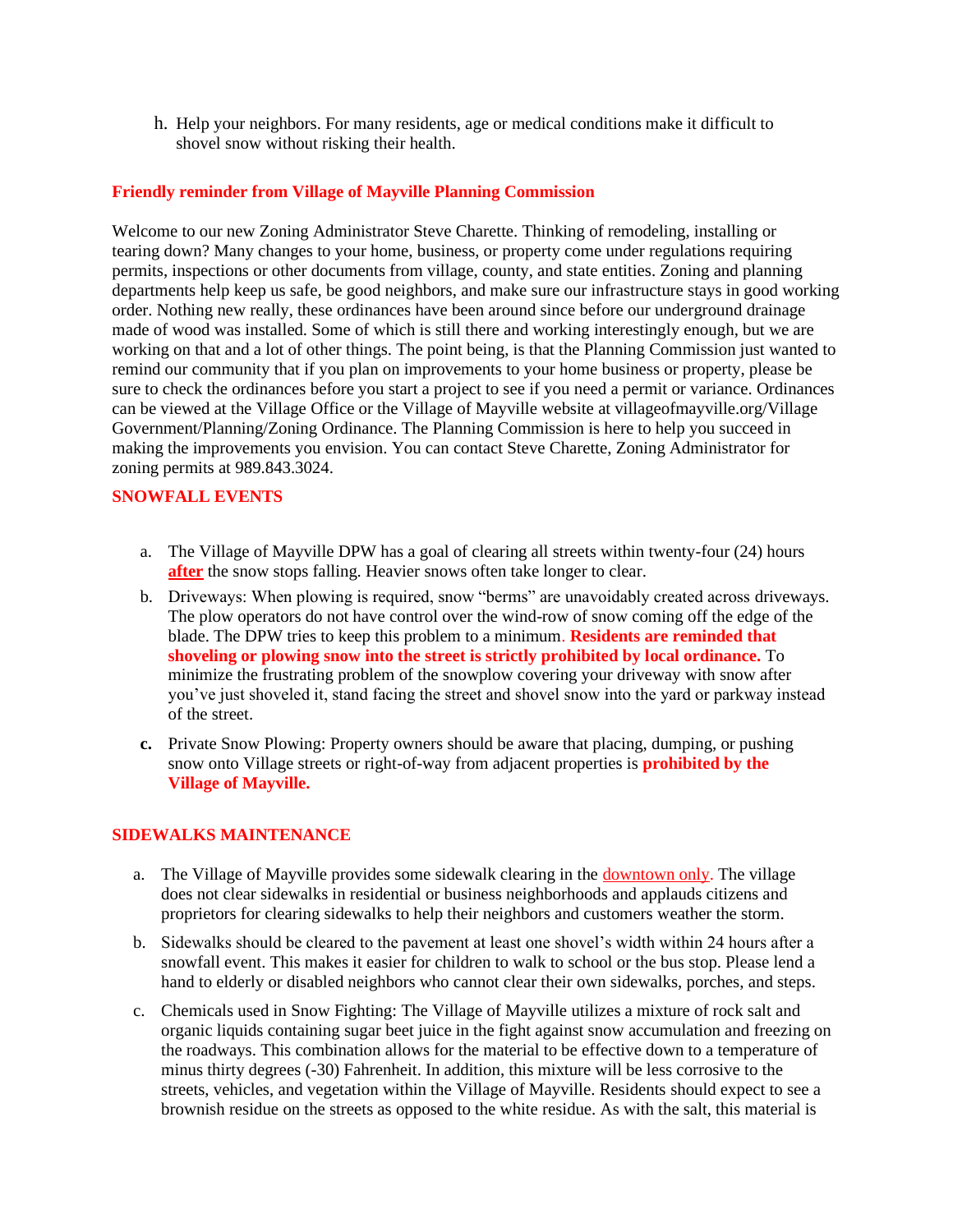h. Help your neighbors. For many residents, age or medical conditions make it difficult to shovel snow without risking their health.

**Friendly reminder from Village of Mayville Planning Commission**

Welcome to our new Zoning Administrator Steve Charette. Thinking of remodeling, installing or tearing down? Many changes to your home, business, or property come under regulations requiring permits, inspections or other documents from village, county, and state entities. Zoning and planning departments help keep us safe, be good neighbors, and make sure our infrastructure stays in good working order. Nothing new really, these ordinances have been around since before our underground drainage made of wood was installed. Some of which is still there and working interestingly enough, but we are working on that and a lot of other things. The point being, is that the Planning Commission just wanted to remind our community that if you plan on improvements to your home business or property, please be sure to check the ordinances before you start a project to see if you need a permit or variance. Ordinances can be viewed at the Village Office or the Village of Mayville website at villageofmayville.org/Village Government/Planning/Zoning Ordinance. The Planning Commission is here to help you succeed in making the improvements you envision. You can contact Steve Charette, Zoning Administrator for zoning permits at 989.843.3024.

**SNOWFALL EVENTS**

a. The Village of Mayville DPW has a goal of clearing all streets within twenty-four (24) hours **after** the snow stops falling. Heavier snows often take longer to clear.

b. Driveways: When plowing is required, snow "berms" are unavoidably created across driveways. The plow operators do not have control over the wind-row of snow coming off the edge of the blade. The DPW tries to keep this problem to a minimum. **Residents are reminded that shoveling or plowing snow into the street is strictly prohibited by local ordinance.** To minimize the frustrating problem of the snowplow covering your driveway with snow after you've just shoveled it, stand facing the street and shovel snow into the yard or parkway instead of the street.

**c.** Private Snow Plowing: Property owners should be aware that placing, dumping, or pushing snow onto Village streets or right-of-way from adjacent properties is **prohibited by the Village of Mayville.**

**SIDEWALKS MAINTENANCE**

a. The Village of Mayville provides some sidewalk clearing in the downtown only. The village does not clear sidewalks in residential or business neighborhoods and applauds citizens and proprietors for clearing sidewalks to help their neighbors and customers weather the storm.

b. Sidewalks should be cleared to the pavement at least one shovel's width within 24 hours after a snowfall event. This makes it easier for children to walk to school or the bus stop. Please lend a hand to elderly or disabled neighbors who cannot clear their own sidewalks, porches, and steps.

c. Chemicals used in Snow Fighting: The Village of Mayville utilizes a mixture of rock salt and organic liquids containing sugar beet juice in the fight against snow accumulation and freezing on the roadways. This combination allows for the material to be effective down to a temperature of minus thirty degrees (-30) Fahrenheit. In addition, this mixture will be less corrosive to the streets, vehicles, and vegetation within the Village of Mayville. Residents should expect to see a brownish residue on the streets as opposed to the white residue. As with the salt, this material is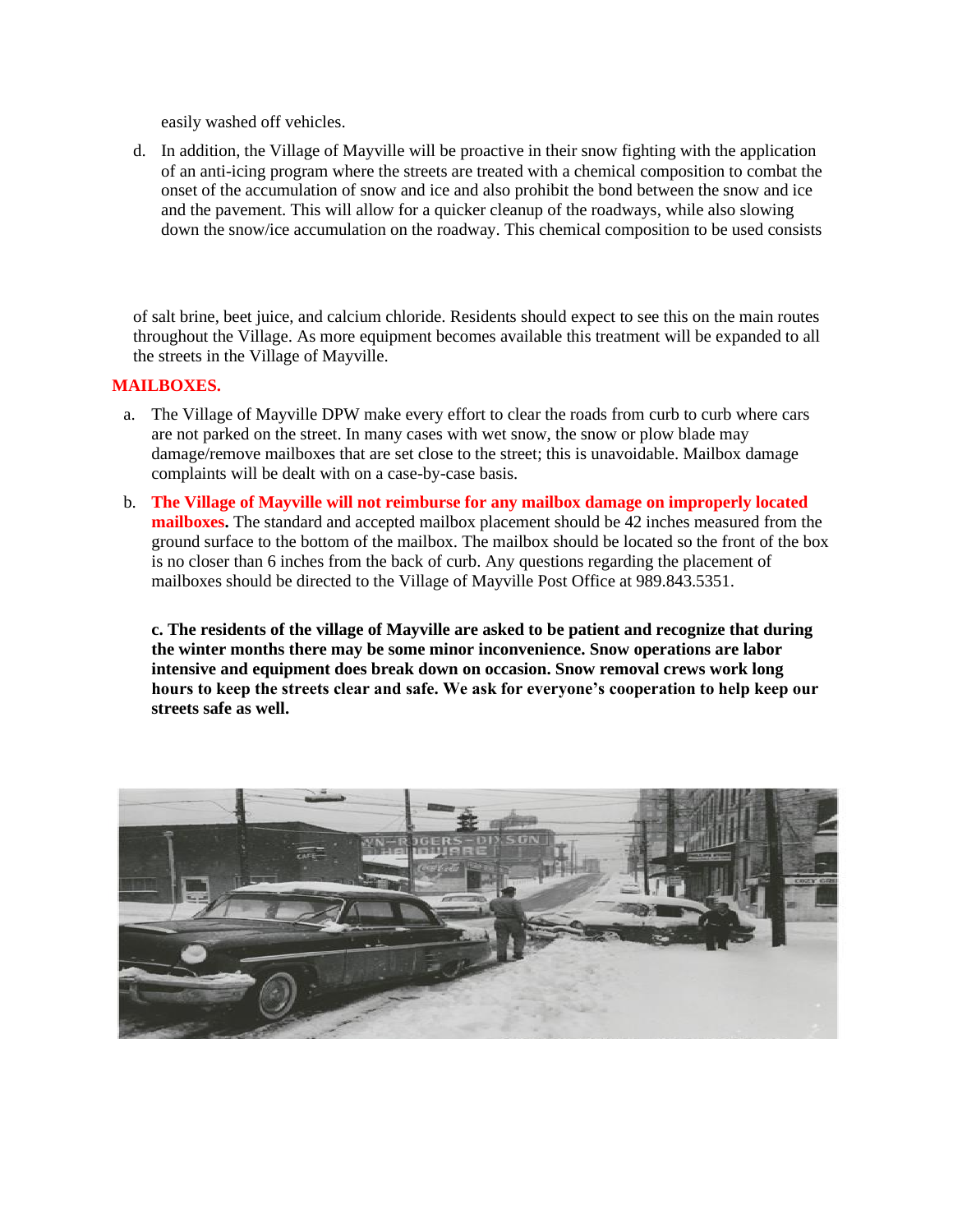easily washed off vehicles.

d. In addition, the Village of Mayville will be proactive in their snow fighting with the application of an anti-icing program where the streets are treated with a chemical composition to combat the onset of the accumulation of snow and ice and also prohibit the bond between the snow and ice and the pavement. This will allow for a quicker cleanup of the roadways, while also slowing down the snow/ice accumulation on the roadway. This chemical composition to be used consists of salt brine, beet juice, and calcium chloride. Residents should expect to see this on the main routes throughout the Village. As more equipment becomes available this treatment will be expanded to all the streets in the Village of Mayville.

**MAILBOXES.**

a. The Village of Mayville DPW make every effort to clear the roads from curb to curb where cars are not parked on the street. In many cases with wet snow, the snow or plow blade may damage/remove mailboxes that are set close to the street; this is unavoidable. Mailbox damage complaints will be dealt with on a case-by-case basis.

b. **The Village of Mayville will not reimburse for any mailbox damage on improperly located mailboxes.** The standard and accepted mailbox placement should be 42 inches measured from the ground surface to the bottom of the mailbox. The mailbox should be located so the front of the box is no closer than 6 inches from the back of curb. Any questions regarding the placement of mailboxes should be directed to the Village of Mayville Post Office at 989.843.5351.

**c. The residents of the village of Mayville are asked to be patient and recognize that during the winter months there may be some minor inconvenience. Snow operations are labor intensive and equipment does break down on occasion. Snow removal crews work long hours to keep the streets clear and safe. We ask for everyone's cooperation to help keep our streets safe as well.**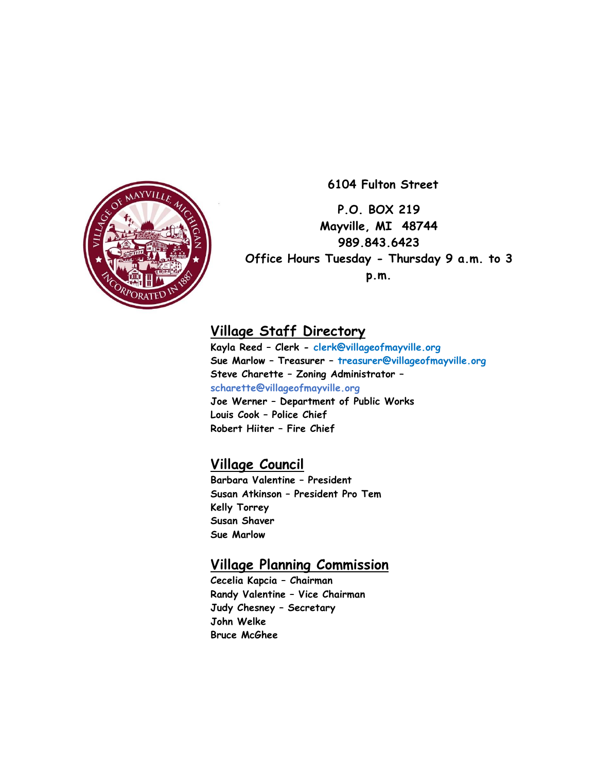**6104 Fulton Street**

**P.O. BOX 219**
**Mayville, MI 48744**
**989.843.6423**
**Office Hours Tuesday - Thursday 9 a.m. to 3 p.m.**

## Village Staff Directory

**Kayla Reed – Clerk - clerk@villageofmayville.org**
**Sue Marlow – Treasurer – treasurer@villageofmayville.org**
**Steve Charette – Zoning Administrator – scharette@villageofmayville.org**
**Joe Werner – Department of Public Works**
**Louis Cook – Police Chief**
**Robert Hiiter – Fire Chief**

## Village Council

**Barbara Valentine – President**
**Susan Atkinson – President Pro Tem**
**Kelly Torrey**
**Susan Shaver**
**Sue Marlow**

## Village Planning Commission

**Cecelia Kapcia – Chairman**
**Randy Valentine – Vice Chairman**
**Judy Chesney – Secretary**
**John Welke**
**Bruce McGhee**